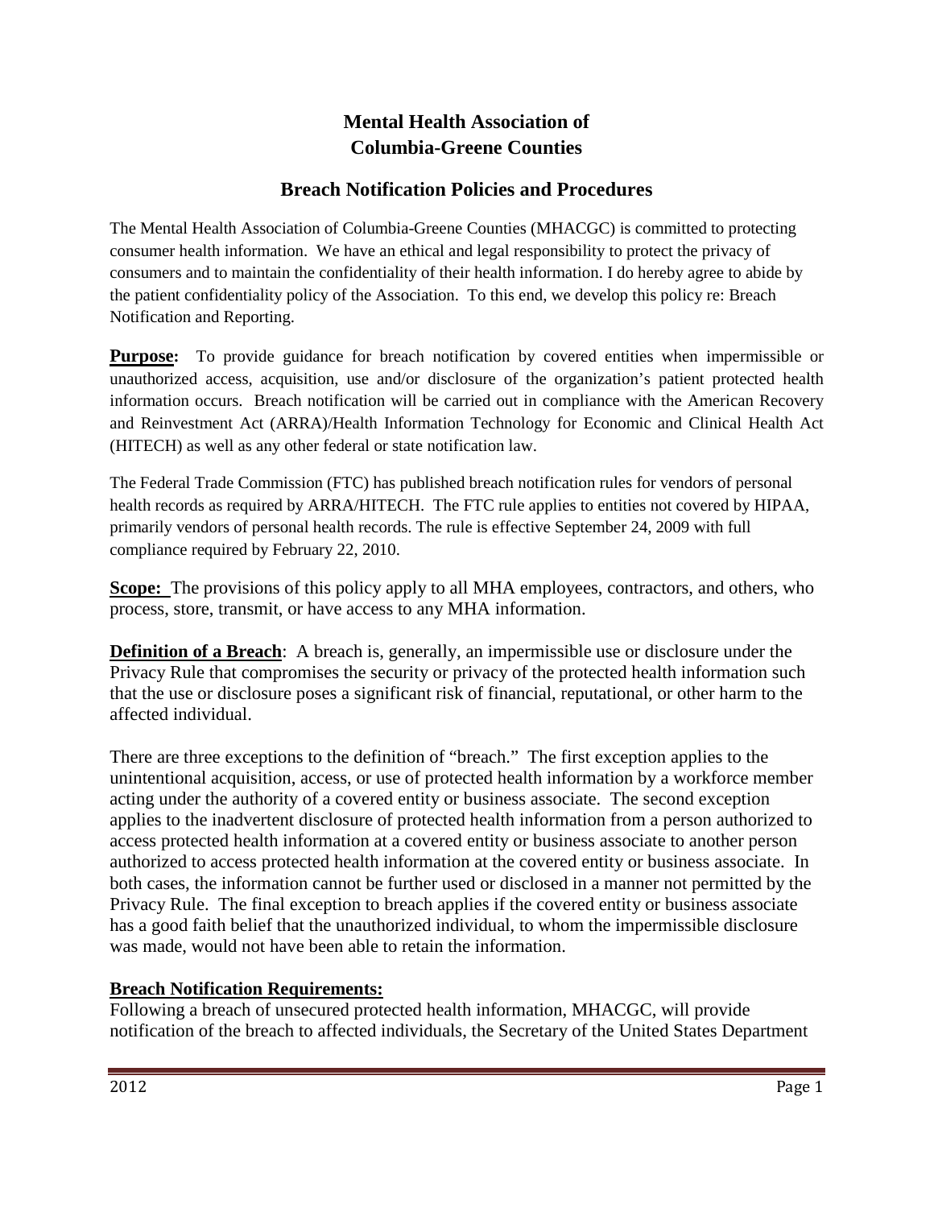# Mental Health Association of Columbia-Greene Counties

## Breach Notification Policies and Procedures

The Mental Health Association of Columbia-Greene Counties (MHACGC) is committed to protecting consumer health information. We have an ethical and legal responsibility to protect the privacy of consumers and to maintain the confidentiality of their health information. I do hereby agree to abide by the patient confidentiality policy of the Association. To this end, we develop this policy re: Breach Notification and Reporting.

**Purpose:** To provide guidance for breach notification by covered entities when impermissible or unauthorized access, acquisition, use and/or disclosure of the organization's patient protected health information occurs. Breach notification will be carried out in compliance with the American Recovery and Reinvestment Act (ARRA)/Health Information Technology for Economic and Clinical Health Act (HITECH) as well as any other federal or state notification law.

The Federal Trade Commission (FTC) has published breach notification rules for vendors of personal health records as required by ARRA/HITECH. The FTC rule applies to entities not covered by HIPAA, primarily vendors of personal health records. The rule is effective September 24, 2009 with full compliance required by February 22, 2010.

**Scope:** The provisions of this policy apply to all MHA employees, contractors, and others, who process, store, transmit, or have access to any MHA information.

**Definition of a Breach**: A breach is, generally, an impermissible use or disclosure under the Privacy Rule that compromises the security or privacy of the protected health information such that the use or disclosure poses a significant risk of financial, reputational, or other harm to the affected individual.

There are three exceptions to the definition of "breach." The first exception applies to the unintentional acquisition, access, or use of protected health information by a workforce member acting under the authority of a covered entity or business associate. The second exception applies to the inadvertent disclosure of protected health information from a person authorized to access protected health information at a covered entity or business associate to another person authorized to access protected health information at the covered entity or business associate. In both cases, the information cannot be further used or disclosed in a manner not permitted by the Privacy Rule. The final exception to breach applies if the covered entity or business associate has a good faith belief that the unauthorized individual, to whom the impermissible disclosure was made, would not have been able to retain the information.

**Breach Notification Requirements:**

Following a breach of unsecured protected health information, MHACGC, will provide notification of the breach to affected individuals, the Secretary of the United States Department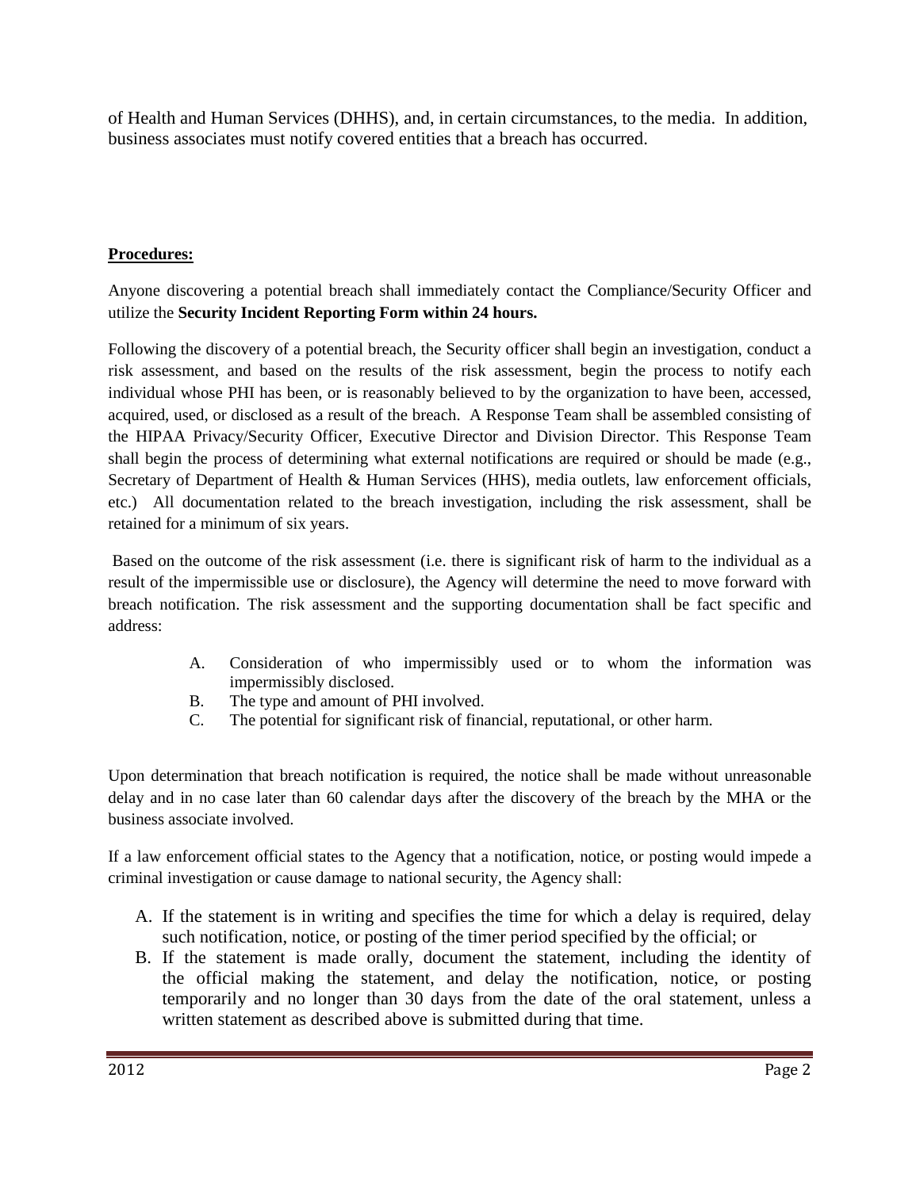of Health and Human Services (DHHS), and, in certain circumstances, to the media. In addition, business associates must notify covered entities that a breach has occurred.

**Procedures:**

Anyone discovering a potential breach shall immediately contact the Compliance/Security Officer and utilize the **Security Incident Reporting Form within 24 hours.**

Following the discovery of a potential breach, the Security officer shall begin an investigation, conduct a risk assessment, and based on the results of the risk assessment, begin the process to notify each individual whose PHI has been, or is reasonably believed to by the organization to have been, accessed, acquired, used, or disclosed as a result of the breach. A Response Team shall be assembled consisting of the HIPAA Privacy/Security Officer, Executive Director and Division Director. This Response Team shall begin the process of determining what external notifications are required or should be made (e.g., Secretary of Department of Health & Human Services (HHS), media outlets, law enforcement officials, etc.) All documentation related to the breach investigation, including the risk assessment, shall be retained for a minimum of six years.

Based on the outcome of the risk assessment (i.e. there is significant risk of harm to the individual as a result of the impermissible use or disclosure), the Agency will determine the need to move forward with breach notification. The risk assessment and the supporting documentation shall be fact specific and address:

A. Consideration of who impermissibly used or to whom the information was impermissibly disclosed.
B. The type and amount of PHI involved.
C. The potential for significant risk of financial, reputational, or other harm.

Upon determination that breach notification is required, the notice shall be made without unreasonable delay and in no case later than 60 calendar days after the discovery of the breach by the MHA or the business associate involved.

If a law enforcement official states to the Agency that a notification, notice, or posting would impede a criminal investigation or cause damage to national security, the Agency shall:

A. If the statement is in writing and specifies the time for which a delay is required, delay such notification, notice, or posting of the timer period specified by the official; or
B. If the statement is made orally, document the statement, including the identity of the official making the statement, and delay the notification, notice, or posting temporarily and no longer than 30 days from the date of the oral statement, unless a written statement as described above is submitted during that time.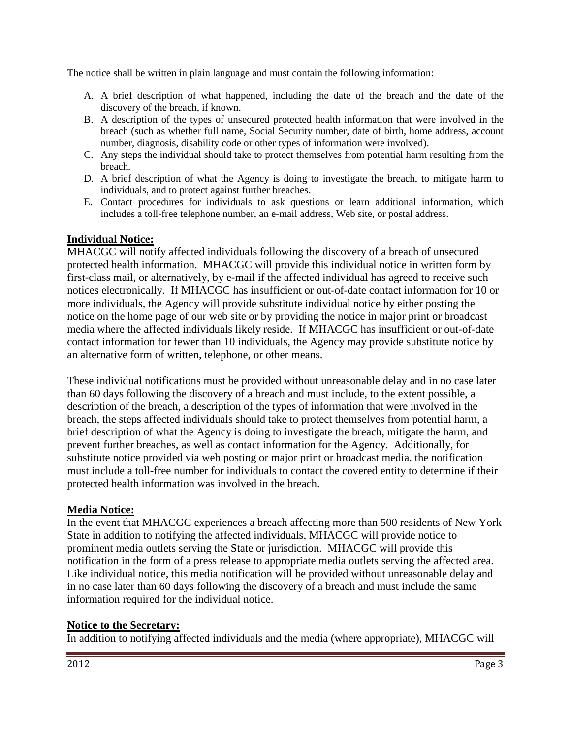The notice shall be written in plain language and must contain the following information:

A. A brief description of what happened, including the date of the breach and the date of the discovery of the breach, if known.
B. A description of the types of unsecured protected health information that were involved in the breach (such as whether full name, Social Security number, date of birth, home address, account number, diagnosis, disability code or other types of information were involved).
C. Any steps the individual should take to protect themselves from potential harm resulting from the breach.
D. A brief description of what the Agency is doing to investigate the breach, to mitigate harm to individuals, and to protect against further breaches.
E. Contact procedures for individuals to ask questions or learn additional information, which includes a toll-free telephone number, an e-mail address, Web site, or postal address.

**Individual Notice:**

MHACGC will notify affected individuals following the discovery of a breach of unsecured protected health information. MHACGC will provide this individual notice in written form by first-class mail, or alternatively, by e-mail if the affected individual has agreed to receive such notices electronically. If MHACGC has insufficient or out-of-date contact information for 10 or more individuals, the Agency will provide substitute individual notice by either posting the notice on the home page of our web site or by providing the notice in major print or broadcast media where the affected individuals likely reside. If MHACGC has insufficient or out-of-date contact information for fewer than 10 individuals, the Agency may provide substitute notice by an alternative form of written, telephone, or other means.

These individual notifications must be provided without unreasonable delay and in no case later than 60 days following the discovery of a breach and must include, to the extent possible, a description of the breach, a description of the types of information that were involved in the breach, the steps affected individuals should take to protect themselves from potential harm, a brief description of what the Agency is doing to investigate the breach, mitigate the harm, and prevent further breaches, as well as contact information for the Agency. Additionally, for substitute notice provided via web posting or major print or broadcast media, the notification must include a toll-free number for individuals to contact the covered entity to determine if their protected health information was involved in the breach.

**Media Notice:**

In the event that MHACGC experiences a breach affecting more than 500 residents of New York State in addition to notifying the affected individuals, MHACGC will provide notice to prominent media outlets serving the State or jurisdiction. MHACGC will provide this notification in the form of a press release to appropriate media outlets serving the affected area. Like individual notice, this media notification will be provided without unreasonable delay and in no case later than 60 days following the discovery of a breach and must include the same information required for the individual notice.

**Notice to the Secretary:**

In addition to notifying affected individuals and the media (where appropriate), MHACGC will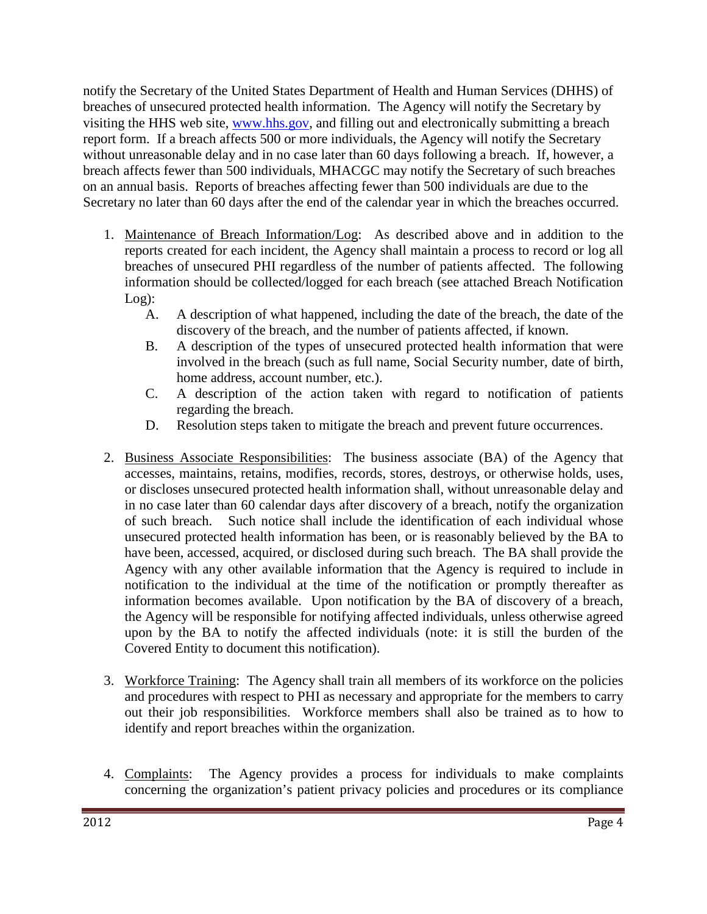notify the Secretary of the United States Department of Health and Human Services (DHHS) of breaches of unsecured protected health information. The Agency will notify the Secretary by visiting the HHS web site, [www.hhs.gov](http://www.hhs.gov), and filling out and electronically submitting a breach report form. If a breach affects 500 or more individuals, the Agency will notify the Secretary without unreasonable delay and in no case later than 60 days following a breach. If, however, a breach affects fewer than 500 individuals, MHACGC may notify the Secretary of such breaches on an annual basis. Reports of breaches affecting fewer than 500 individuals are due to the Secretary no later than 60 days after the end of the calendar year in which the breaches occurred.

1. <u>Maintenance of Breach Information/Log</u>: As described above and in addition to the reports created for each incident, the Agency shall maintain a process to record or log all breaches of unsecured PHI regardless of the number of patients affected. The following information should be collected/logged for each breach (see attached Breach Notification Log):
   A. A description of what happened, including the date of the breach, the date of the discovery of the breach, and the number of patients affected, if known.
   B. A description of the types of unsecured protected health information that were involved in the breach (such as full name, Social Security number, date of birth, home address, account number, etc.).
   C. A description of the action taken with regard to notification of patients regarding the breach.
   D. Resolution steps taken to mitigate the breach and prevent future occurrences.

2. <u>Business Associate Responsibilities</u>: The business associate (BA) of the Agency that accesses, maintains, retains, modifies, records, stores, destroys, or otherwise holds, uses, or discloses unsecured protected health information shall, without unreasonable delay and in no case later than 60 calendar days after discovery of a breach, notify the organization of such breach. Such notice shall include the identification of each individual whose unsecured protected health information has been, or is reasonably believed by the BA to have been, accessed, acquired, or disclosed during such breach. The BA shall provide the Agency with any other available information that the Agency is required to include in notification to the individual at the time of the notification or promptly thereafter as information becomes available. Upon notification by the BA of discovery of a breach, the Agency will be responsible for notifying affected individuals, unless otherwise agreed upon by the BA to notify the affected individuals (note: it is still the burden of the Covered Entity to document this notification).

3. <u>Workforce Training</u>: The Agency shall train all members of its workforce on the policies and procedures with respect to PHI as necessary and appropriate for the members to carry out their job responsibilities. Workforce members shall also be trained as to how to identify and report breaches within the organization.

4. <u>Complaints</u>: The Agency provides a process for individuals to make complaints concerning the organization's patient privacy policies and procedures or its compliance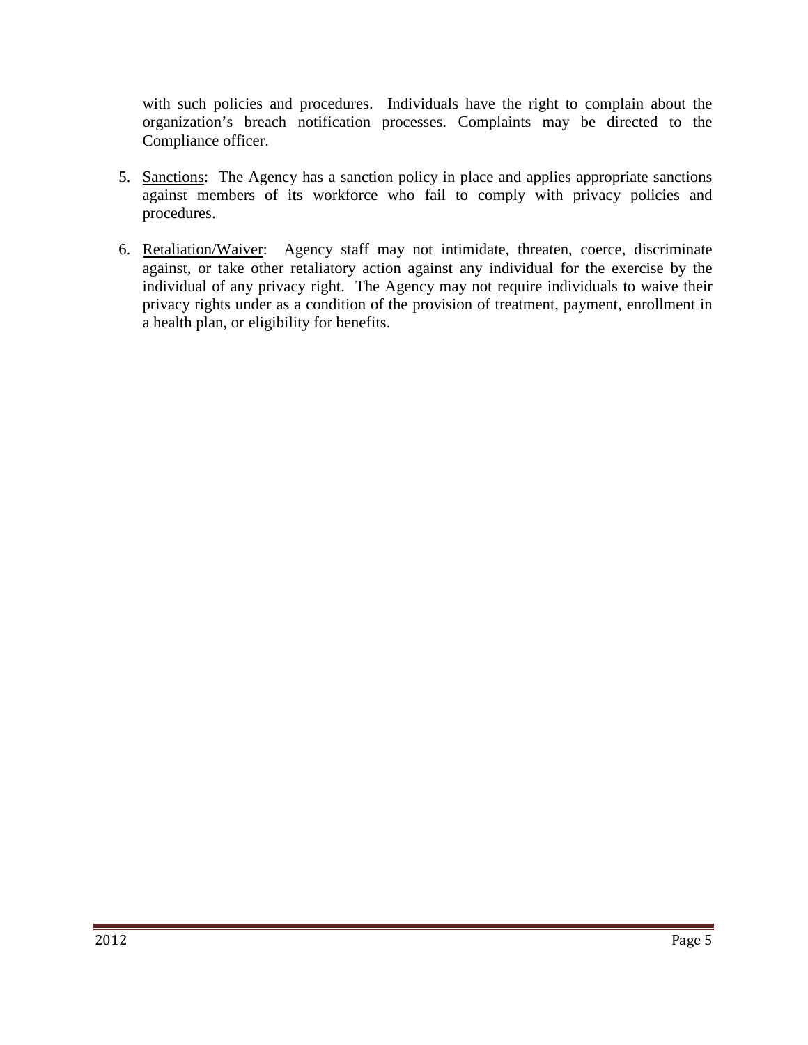with such policies and procedures.  Individuals have the right to complain about the organization's breach notification processes. Complaints may be directed to the Compliance officer.

5. Sanctions:  The Agency has a sanction policy in place and applies appropriate sanctions against members of its workforce who fail to comply with privacy policies and procedures.

6. Retaliation/Waiver:  Agency staff may not intimidate, threaten, coerce, discriminate against, or take other retaliatory action against any individual for the exercise by the individual of any privacy right.  The Agency may not require individuals to waive their privacy rights under as a condition of the provision of treatment, payment, enrollment in a health plan, or eligibility for benefits.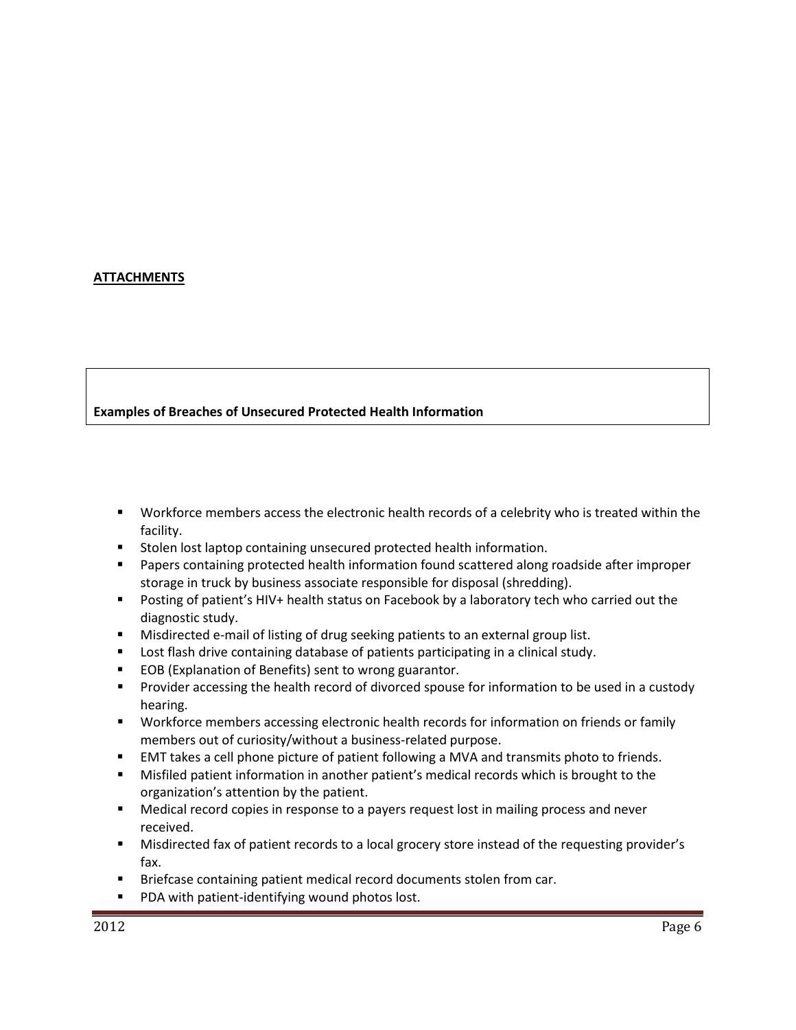## ATTACHMENTS

**Examples of Breaches of Unsecured Protected Health Information**

- Workforce members access the electronic health records of a celebrity who is treated within the facility.
- Stolen lost laptop containing unsecured protected health information.
- Papers containing protected health information found scattered along roadside after improper storage in truck by business associate responsible for disposal (shredding).
- Posting of patient's HIV+ health status on Facebook by a laboratory tech who carried out the diagnostic study.
- Misdirected e-mail of listing of drug seeking patients to an external group list.
- Lost flash drive containing database of patients participating in a clinical study.
- EOB (Explanation of Benefits) sent to wrong guarantor.
- Provider accessing the health record of divorced spouse for information to be used in a custody hearing.
- Workforce members accessing electronic health records for information on friends or family members out of curiosity/without a business-related purpose.
- EMT takes a cell phone picture of patient following a MVA and transmits photo to friends.
- Misfiled patient information in another patient's medical records which is brought to the organization's attention by the patient.
- Medical record copies in response to a payers request lost in mailing process and never received.
- Misdirected fax of patient records to a local grocery store instead of the requesting provider's fax.
- Briefcase containing patient medical record documents stolen from car.
- PDA with patient-identifying wound photos lost.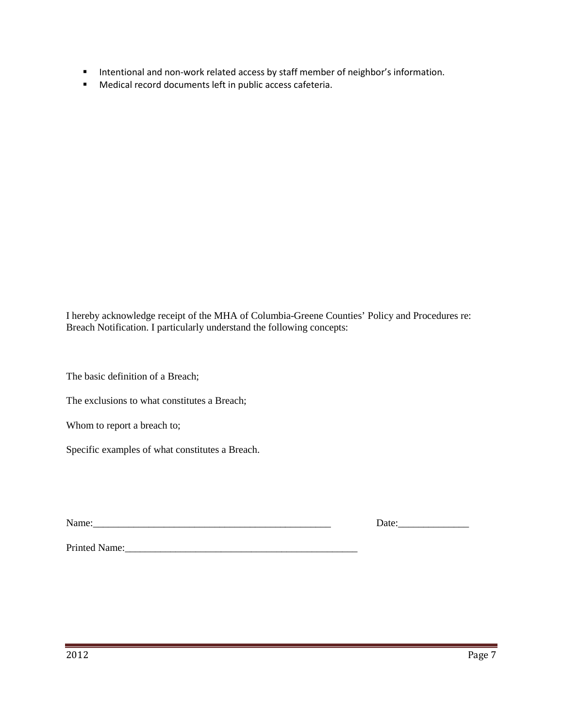- Intentional and non-work related access by staff member of neighbor's information.
- Medical record documents left in public access cafeteria.

I hereby acknowledge receipt of the MHA of Columbia-Greene Counties' Policy and Procedures re: Breach Notification. I particularly understand the following concepts:

The basic definition of a Breach;

The exclusions to what constitutes a Breach;

Whom to report a breach to;

Specific examples of what constitutes a Breach.

Name:_________________________________________________ Date:______________

Printed Name:_______________________________________________